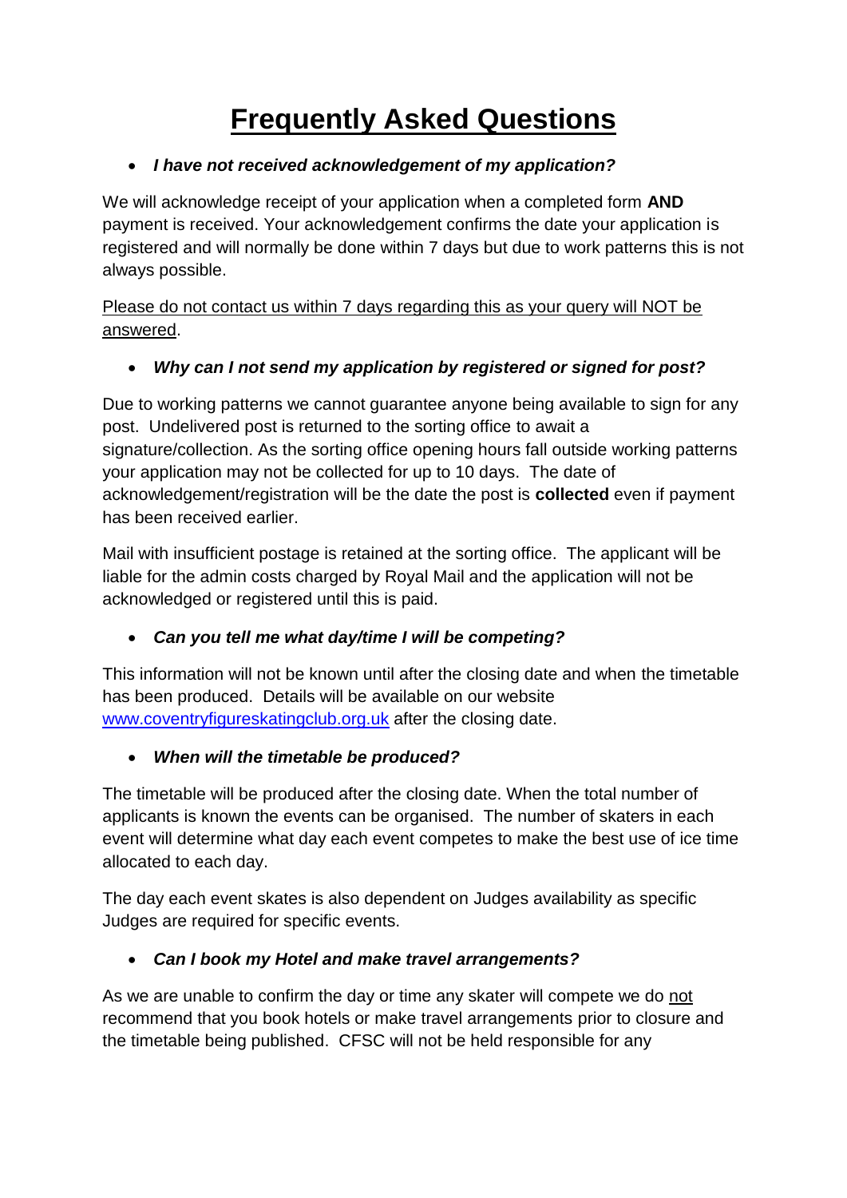// Frequently Asked Questions

- ***I have not received acknowledgement of my application?***

We will acknowledge receipt of your application when a completed form **AND** payment is received. Your acknowledgement confirms the date your application is registered and will normally be done within 7 days but due to work patterns this is not always possible.

<u>Please do not contact us within 7 days regarding this as your query will NOT be answered</u>.

- ***Why can I not send my application by registered or signed for post?***

Due to working patterns we cannot guarantee anyone being available to sign for any post. Undelivered post is returned to the sorting office to await a signature/collection. As the sorting office opening hours fall outside working patterns your application may not be collected for up to 10 days. The date of acknowledgement/registration will be the date the post is **collected** even if payment has been received earlier.

Mail with insufficient postage is retained at the sorting office. The applicant will be liable for the admin costs charged by Royal Mail and the application will not be acknowledged or registered until this is paid.

- ***Can you tell me what day/time I will be competing?***

This information will not be known until after the closing date and when the timetable has been produced. Details will be available on our website [www.coventryfigureskatingclub.org.uk](http://www.coventryfigureskatingclub.org.uk) after the closing date.

- ***When will the timetable be produced?***

The timetable will be produced after the closing date. When the total number of applicants is known the events can be organised. The number of skaters in each event will determine what day each event competes to make the best use of ice time allocated to each day.

The day each event skates is also dependent on Judges availability as specific Judges are required for specific events.

- ***Can I book my Hotel and make travel arrangements?***

As we are unable to confirm the day or time any skater will compete we do <u>not</u> recommend that you book hotels or make travel arrangements prior to closure and the timetable being published. CFSC will not be held responsible for any

# <u>Frequently Asked Questions</u>

- ***I have not received acknowledgement of my application?***

We will acknowledge receipt of your application when a completed form **AND** payment is received. Your acknowledgement confirms the date your application is registered and will normally be done within 7 days but due to work patterns this is not always possible.

<u>Please do not contact us within 7 days regarding this as your query will NOT be answered</u>.

- ***Why can I not send my application by registered or signed for post?***

Due to working patterns we cannot guarantee anyone being available to sign for any post. Undelivered post is returned to the sorting office to await a signature/collection. As the sorting office opening hours fall outside working patterns your application may not be collected for up to 10 days. The date of acknowledgement/registration will be the date the post is **collected** even if payment has been received earlier.

Mail with insufficient postage is retained at the sorting office. The applicant will be liable for the admin costs charged by Royal Mail and the application will not be acknowledged or registered until this is paid.

- ***Can you tell me what day/time I will be competing?***

This information will not be known until after the closing date and when the timetable has been produced. Details will be available on our website [www.coventryfigureskatingclub.org.uk](http://www.coventryfigureskatingclub.org.uk) after the closing date.

- ***When will the timetable be produced?***

The timetable will be produced after the closing date. When the total number of applicants is known the events can be organised. The number of skaters in each event will determine what day each event competes to make the best use of ice time allocated to each day.

The day each event skates is also dependent on Judges availability as specific Judges are required for specific events.

- ***Can I book my Hotel and make travel arrangements?***

As we are unable to confirm the day or time any skater will compete we do <u>not</u> recommend that you book hotels or make travel arrangements prior to closure and the timetable being published. CFSC will not be held responsible for any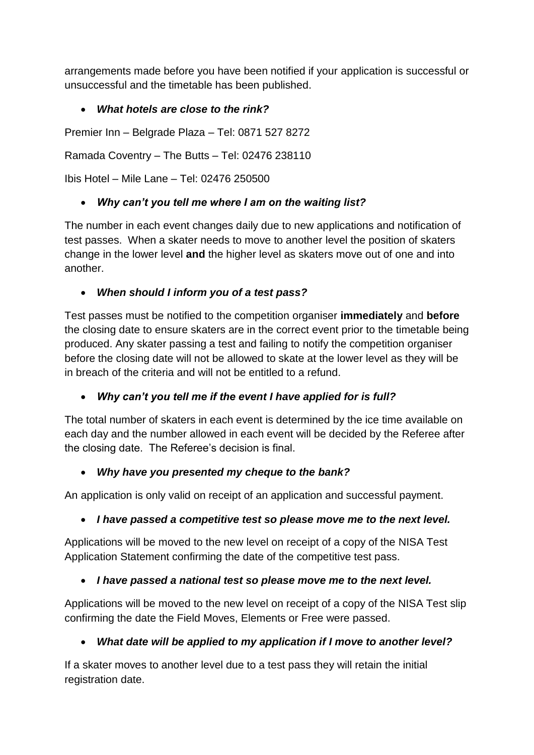arrangements made before you have been notified if your application is successful or unsuccessful and the timetable has been published.

- ***What hotels are close to the rink?***

Premier Inn – Belgrade Plaza – Tel: 0871 527 8272

Ramada Coventry – The Butts – Tel: 02476 238110

Ibis Hotel – Mile Lane – Tel: 02476 250500

- ***Why can't you tell me where I am on the waiting list?***

The number in each event changes daily due to new applications and notification of test passes. When a skater needs to move to another level the position of skaters change in the lower level **and** the higher level as skaters move out of one and into another.

- ***When should I inform you of a test pass?***

Test passes must be notified to the competition organiser **immediately** and **before** the closing date to ensure skaters are in the correct event prior to the timetable being produced. Any skater passing a test and failing to notify the competition organiser before the closing date will not be allowed to skate at the lower level as they will be in breach of the criteria and will not be entitled to a refund.

- ***Why can't you tell me if the event I have applied for is full?***

The total number of skaters in each event is determined by the ice time available on each day and the number allowed in each event will be decided by the Referee after the closing date. The Referee's decision is final.

- ***Why have you presented my cheque to the bank?***

An application is only valid on receipt of an application and successful payment.

- ***I have passed a competitive test so please move me to the next level.***

Applications will be moved to the new level on receipt of a copy of the NISA Test Application Statement confirming the date of the competitive test pass.

- ***I have passed a national test so please move me to the next level.***

Applications will be moved to the new level on receipt of a copy of the NISA Test slip confirming the date the Field Moves, Elements or Free were passed.

- ***What date will be applied to my application if I move to another level?***

If a skater moves to another level due to a test pass they will retain the initial registration date.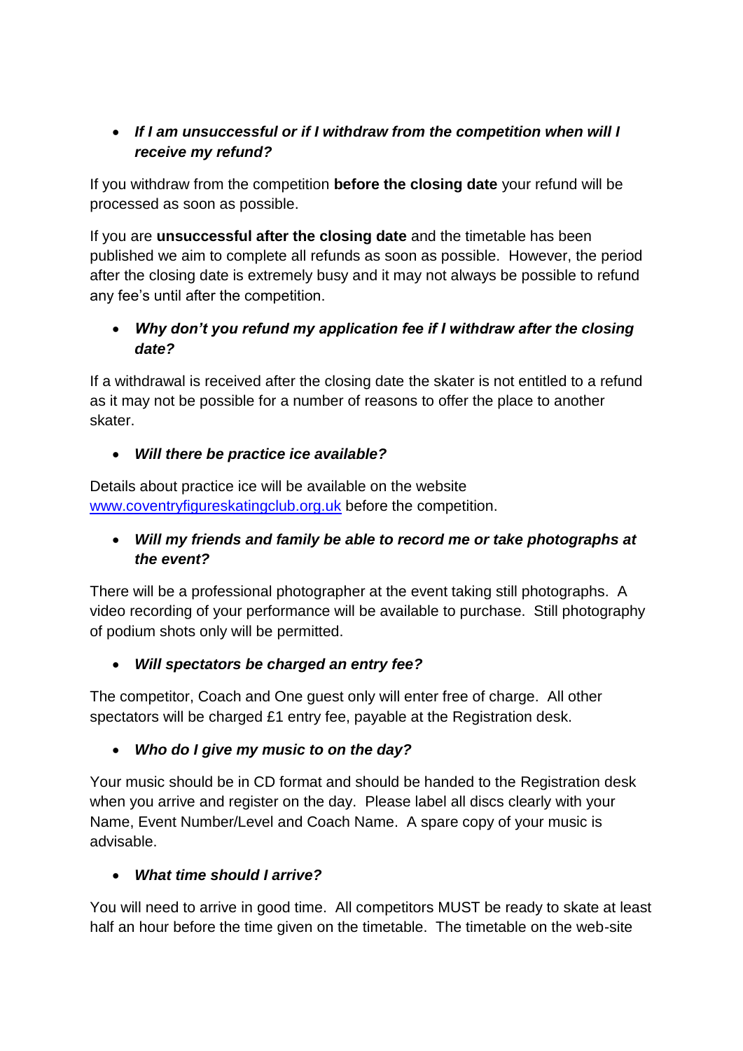- ***If I am unsuccessful or if I withdraw from the competition when will I receive my refund?***

If you withdraw from the competition **before the closing date** your refund will be processed as soon as possible.

If you are **unsuccessful after the closing date** and the timetable has been published we aim to complete all refunds as soon as possible. However, the period after the closing date is extremely busy and it may not always be possible to refund any fee's until after the competition.

- ***Why don't you refund my application fee if I withdraw after the closing date?***

If a withdrawal is received after the closing date the skater is not entitled to a refund as it may not be possible for a number of reasons to offer the place to another skater.

- ***Will there be practice ice available?***

Details about practice ice will be available on the website [www.coventryfigureskatingclub.org.uk](http://www.coventryfigureskatingclub.org.uk) before the competition.

- ***Will my friends and family be able to record me or take photographs at the event?***

There will be a professional photographer at the event taking still photographs. A video recording of your performance will be available to purchase. Still photography of podium shots only will be permitted.

- ***Will spectators be charged an entry fee?***

The competitor, Coach and One guest only will enter free of charge. All other spectators will be charged £1 entry fee, payable at the Registration desk.

- ***Who do I give my music to on the day?***

Your music should be in CD format and should be handed to the Registration desk when you arrive and register on the day. Please label all discs clearly with your Name, Event Number/Level and Coach Name. A spare copy of your music is advisable.

- ***What time should I arrive?***

You will need to arrive in good time. All competitors MUST be ready to skate at least half an hour before the time given on the timetable. The timetable on the web-site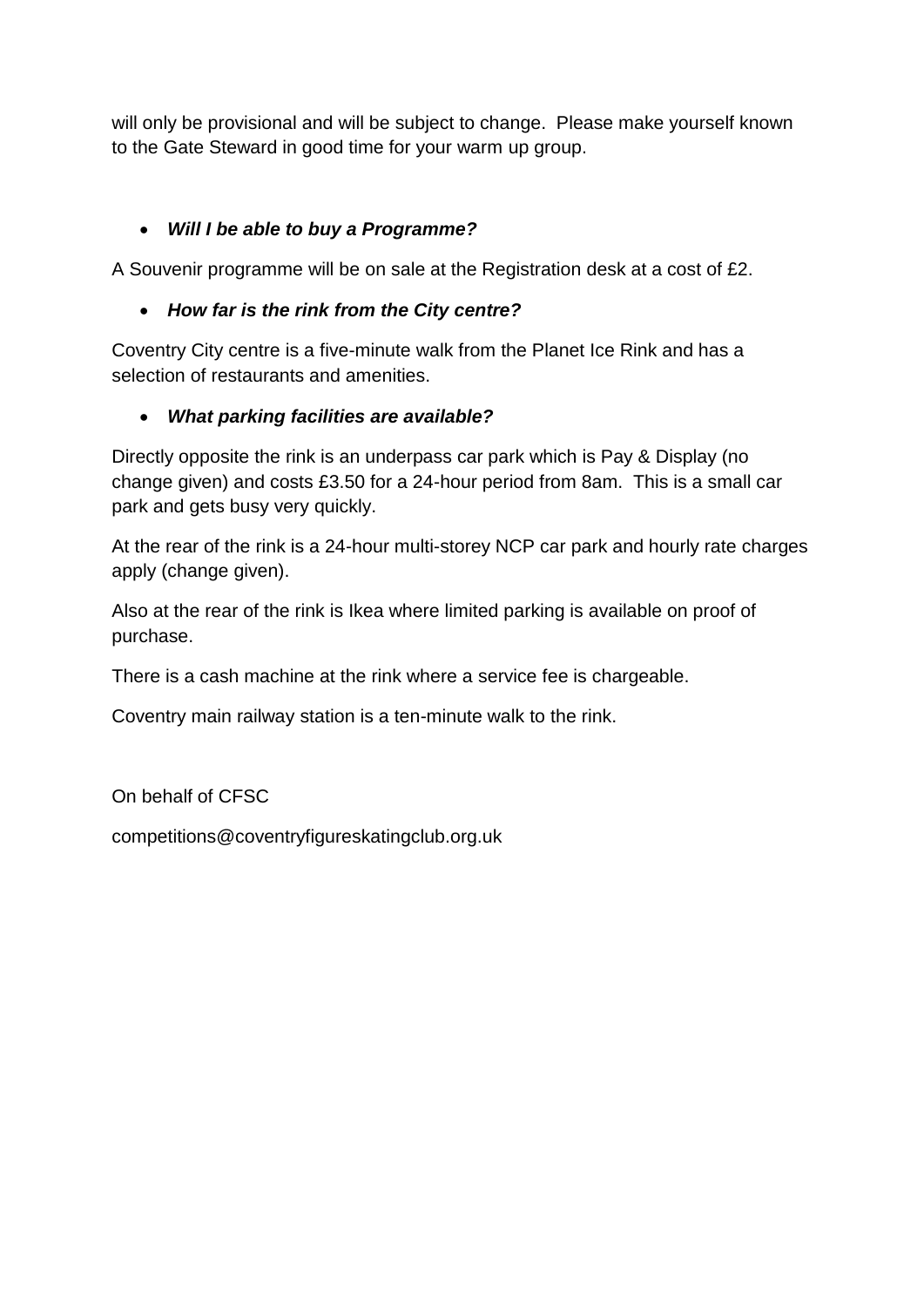will only be provisional and will be subject to change. Please make yourself known to the Gate Steward in good time for your warm up group.

- ***Will I be able to buy a Programme?***

A Souvenir programme will be on sale at the Registration desk at a cost of £2.

- ***How far is the rink from the City centre?***

Coventry City centre is a five-minute walk from the Planet Ice Rink and has a selection of restaurants and amenities.

- ***What parking facilities are available?***

Directly opposite the rink is an underpass car park which is Pay & Display (no change given) and costs £3.50 for a 24-hour period from 8am. This is a small car park and gets busy very quickly.

At the rear of the rink is a 24-hour multi-storey NCP car park and hourly rate charges apply (change given).

Also at the rear of the rink is Ikea where limited parking is available on proof of purchase.

There is a cash machine at the rink where a service fee is chargeable.

Coventry main railway station is a ten-minute walk to the rink.

On behalf of CFSC

competitions@coventryfigureskatingclub.org.uk